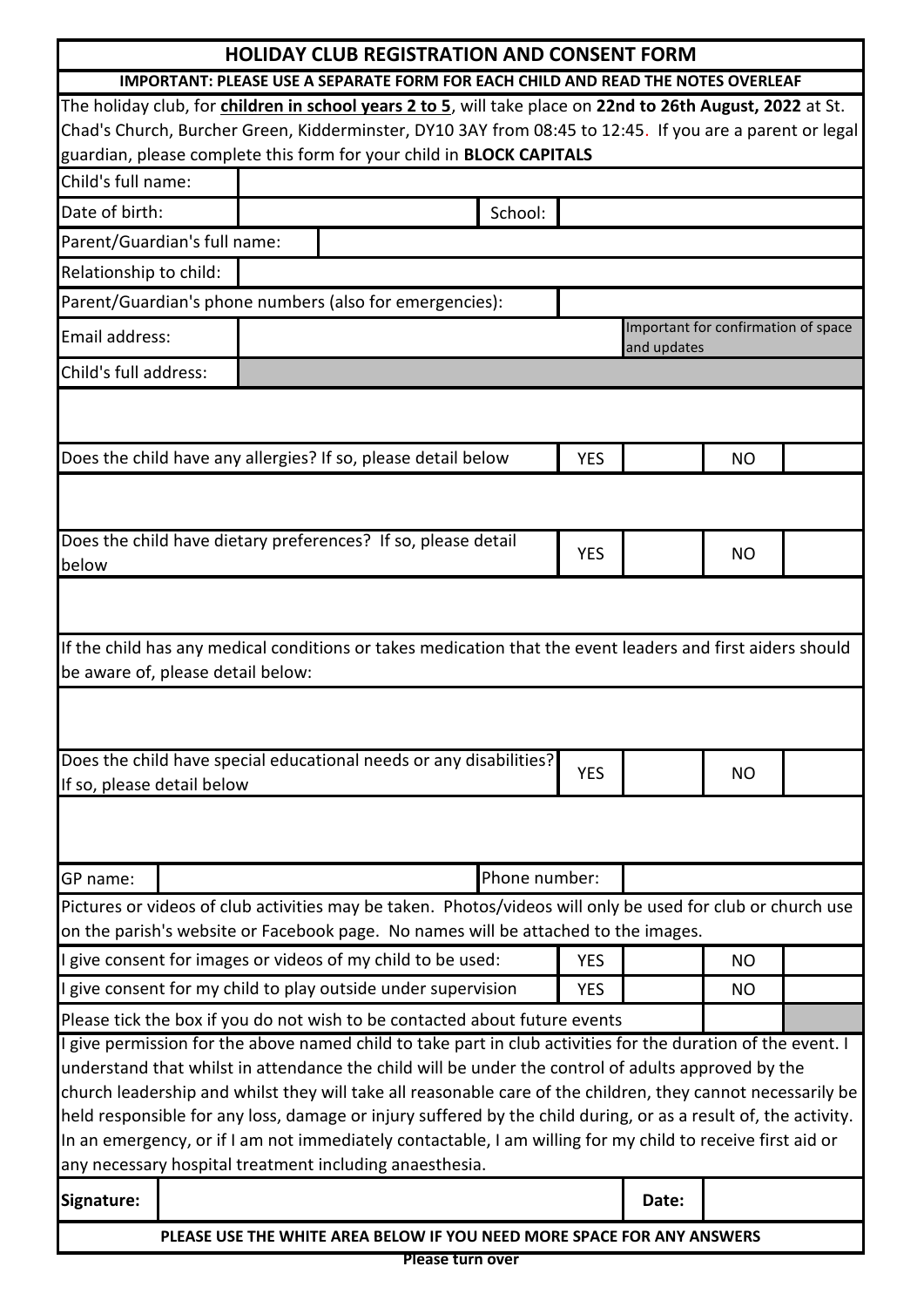# HOLIDAY CLUB REGISTRATION AND CONSENT FORM

**IMPORTANT: PLEASE USE A SEPARATE FORM FOR EACH CHILD AND READ THE NOTES OVERLEAF**

The holiday club, for **children in school years 2 to 5**, will take place on **22nd to 26th August, 2022** at St. Chad's Church, Burcher Green, Kidderminster, DY10 3AY from 08:45 to 12:45. If you are a parent or legal guardian, please complete this form for your child in **BLOCK CAPITALS**

| | | | |
|---|---|---|---|
| Child's full name: | | | |
| Date of birth: | | School: | |
| Parent/Guardian's full name: | | | |
| Relationship to child: | | | |
| Parent/Guardian's phone numbers (also for emergencies): | | | |
| Email address: | | | Important for confirmation of space and updates |
| Child's full address: | | | |

| | | | | |
|---|---|---|---|---|
| Does the child have any allergies? If so, please detail below | YES | | NO | |
| | | | | |
| Does the child have dietary preferences? If so, please detail below | YES | | NO | |
| | | | | |

If the child has any medical conditions or takes medication that the event leaders and first aiders should be aware of, please detail below:

| | | | | |
|---|---|---|---|---|
| Does the child have special educational needs or any disabilities? If so, please detail below | YES | | NO | |
| | | | | |

| | | | |
|---|---|---|---|
| GP name: | | Phone number: | |

Pictures or videos of club activities may be taken. Photos/videos will only be used for club or church use on the parish's website or Facebook page. No names will be attached to the images.

| | | | | |
|---|---|---|---|---|
| I give consent for images or videos of my child to be used: | YES | | NO | |
| I give consent for my child to play outside under supervision | YES | | NO | |
| Please tick the box if you do not wish to be contacted about future events | | | | |

I give permission for the above named child to take part in club activities for the duration of the event. I understand that whilst in attendance the child will be under the control of adults approved by the church leadership and whilst they will take all reasonable care of the children, they cannot necessarily be held responsible for any loss, damage or injury suffered by the child during, or as a result of, the activity. In an emergency, or if I am not immediately contactable, I am willing for my child to receive first aid or any necessary hospital treatment including anaesthesia.

| | | | |
|---|---|---|---|
| **Signature:** | | **Date:** | |

**PLEASE USE THE WHITE AREA BELOW IF YOU NEED MORE SPACE FOR ANY ANSWERS**

**Please turn over**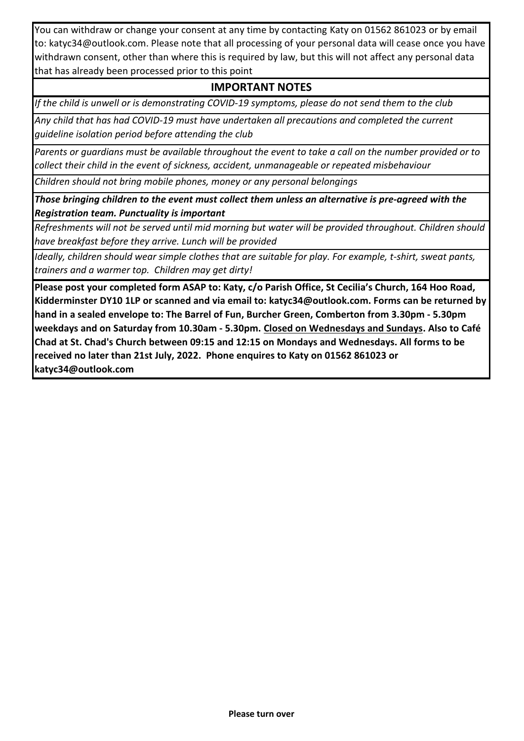You can withdraw or change your consent at any time by contacting Katy on 01562 861023 or by email to: katyc34@outlook.com. Please note that all processing of your personal data will cease once you have withdrawn consent, other than where this is required by law, but this will not affect any personal data that has already been processed prior to this point

## IMPORTANT NOTES

*If the child is unwell or is demonstrating COVID-19 symptoms, please do not send them to the club*

*Any child that has had COVID-19 must have undertaken all precautions and completed the current guideline isolation period before attending the club*

*Parents or guardians must be available throughout the event to take a call on the number provided or to collect their child in the event of sickness, accident, unmanageable or repeated misbehaviour*

*Children should not bring mobile phones, money or any personal belongings*

***Those bringing children to the event must collect them unless an alternative is pre-agreed with the Registration team. Punctuality is important***

*Refreshments will not be served until mid morning but water will be provided throughout. Children should have breakfast before they arrive. Lunch will be provided*

*Ideally, children should wear simple clothes that are suitable for play. For example, t-shirt, sweat pants, trainers and a warmer top. Children may get dirty!*

**Please post your completed form ASAP to: Katy, c/o Parish Office, St Cecilia's Church, 164 Hoo Road, Kidderminster DY10 1LP or scanned and via email to: katyc34@outlook.com. Forms can be returned by hand in a sealed envelope to: The Barrel of Fun, Burcher Green, Comberton from 3.30pm - 5.30pm weekdays and on Saturday from 10.30am - 5.30pm. Closed on Wednesdays and Sundays. Also to Café Chad at St. Chad's Church between 09:15 and 12:15 on Mondays and Wednesdays. All forms to be received no later than 21st July, 2022. Phone enquires to Katy on 01562 861023 or katyc34@outlook.com**

**Please turn over**